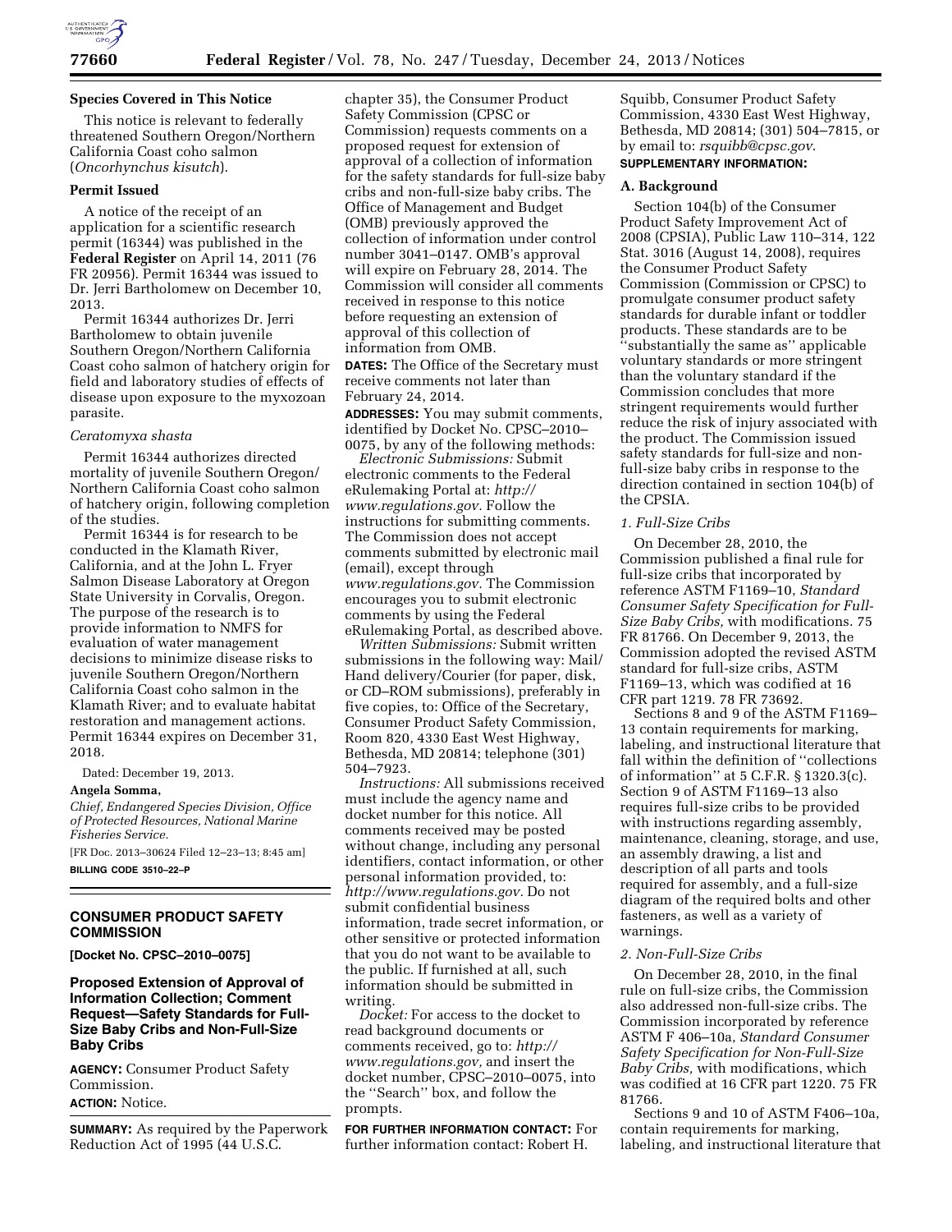## Species Covered in This Notice

This notice is relevant to federally threatened Southern Oregon/Northern California Coast coho salmon (*Oncorhynchus kisutch*).

## Permit Issued

A notice of the receipt of an application for a scientific research permit (16344) was published in the **Federal Register** on April 14, 2011 (76 FR 20956). Permit 16344 was issued to Dr. Jerri Bartholomew on December 10, 2013.

Permit 16344 authorizes Dr. Jerri Bartholomew to obtain juvenile Southern Oregon/Northern California Coast coho salmon of hatchery origin for field and laboratory studies of effects of disease upon exposure to the myxozoan parasite.

*Ceratomyxa shasta*

Permit 16344 authorizes directed mortality of juvenile Southern Oregon/Northern California Coast coho salmon of hatchery origin, following completion of the studies.

Permit 16344 is for research to be conducted in the Klamath River, California, and at the John L. Fryer Salmon Disease Laboratory at Oregon State University in Corvalis, Oregon. The purpose of the research is to provide information to NMFS for evaluation of water management decisions to minimize disease risks to juvenile Southern Oregon/Northern California Coast coho salmon in the Klamath River; and to evaluate habitat restoration and management actions. Permit 16344 expires on December 31, 2018.

Dated: December 19, 2013.

**Angela Somma,**

*Chief, Endangered Species Division, Office of Protected Resources, National Marine Fisheries Service.*

[FR Doc. 2013–30624 Filed 12–23–13; 8:45 am]

**BILLING CODE 3510–22–P**

---

# CONSUMER PRODUCT SAFETY COMMISSION

**[Docket No. CPSC–2010–0075]**

## Proposed Extension of Approval of Information Collection; Comment Request—Safety Standards for Full-Size Baby Cribs and Non-Full-Size Baby Cribs

**AGENCY:** Consumer Product Safety Commission.

**ACTION:** Notice.

**SUMMARY:** As required by the Paperwork Reduction Act of 1995 (44 U.S.C. chapter 35), the Consumer Product Safety Commission (CPSC or Commission) requests comments on a proposed request for extension of approval of a collection of information for the safety standards for full-size baby cribs and non-full-size baby cribs. The Office of Management and Budget (OMB) previously approved the collection of information under control number 3041–0147. OMB's approval will expire on February 28, 2014. The Commission will consider all comments received in response to this notice before requesting an extension of approval of this collection of information from OMB.

**DATES:** The Office of the Secretary must receive comments not later than February 24, 2014.

**ADDRESSES:** You may submit comments, identified by Docket No. CPSC–2010–0075, by any of the following methods:

*Electronic Submissions:* Submit electronic comments to the Federal eRulemaking Portal at: *http://www.regulations.gov*. Follow the instructions for submitting comments. The Commission does not accept comments submitted by electronic mail (email), except through *www.regulations.gov*. The Commission encourages you to submit electronic comments by using the Federal eRulemaking Portal, as described above.

*Written Submissions:* Submit written submissions in the following way: Mail/Hand delivery/Courier (for paper, disk, or CD–ROM submissions), preferably in five copies, to: Office of the Secretary, Consumer Product Safety Commission, Room 820, 4330 East West Highway, Bethesda, MD 20814; telephone (301) 504–7923.

*Instructions:* All submissions received must include the agency name and docket number for this notice. All comments received may be posted without change, including any personal identifiers, contact information, or other personal information provided, to: *http://www.regulations.gov*. Do not submit confidential business information, trade secret information, or other sensitive or protected information that you do not want to be available to the public. If furnished at all, such information should be submitted in writing.

*Docket:* For access to the docket to read background documents or comments received, go to: *http://www.regulations.gov,* and insert the docket number, CPSC–2010–0075, into the ''Search'' box, and follow the prompts.

**FOR FURTHER INFORMATION CONTACT:** For further information contact: Robert H. Squibb, Consumer Product Safety Commission, 4330 East West Highway, Bethesda, MD 20814; (301) 504–7815, or by email to: *rsquibb@cpsc.gov*.

**SUPPLEMENTARY INFORMATION:**

### A. Background

Section 104(b) of the Consumer Product Safety Improvement Act of 2008 (CPSIA), Public Law 110–314, 122 Stat. 3016 (August 14, 2008), requires the Consumer Product Safety Commission (Commission or CPSC) to promulgate consumer product safety standards for durable infant or toddler products. These standards are to be ''substantially the same as'' applicable voluntary standards or more stringent than the voluntary standard if the Commission concludes that more stringent requirements would further reduce the risk of injury associated with the product. The Commission issued safety standards for full-size and non-full-size baby cribs in response to the direction contained in section 104(b) of the CPSIA.

#### *1. Full-Size Cribs*

On December 28, 2010, the Commission published a final rule for full-size cribs that incorporated by reference ASTM F1169–10, *Standard Consumer Safety Specification for Full-Size Baby Cribs,* with modifications. 75 FR 81766. On December 9, 2013, the Commission adopted the revised ASTM standard for full-size cribs, ASTM F1169–13, which was codified at 16 CFR part 1219. 78 FR 73692.

Sections 8 and 9 of the ASTM F1169–13 contain requirements for marking, labeling, and instructional literature that fall within the definition of ''collections of information'' at 5 C.F.R. § 1320.3(c). Section 9 of ASTM F1169–13 also requires full-size cribs to be provided with instructions regarding assembly, maintenance, cleaning, storage, and use, an assembly drawing, a list and description of all parts and tools required for assembly, and a full-size diagram of the required bolts and other fasteners, as well as a variety of warnings.

#### *2. Non-Full-Size Cribs*

On December 28, 2010, in the final rule on full-size cribs, the Commission also addressed non-full-size cribs. The Commission incorporated by reference ASTM F 406–10a, *Standard Consumer Safety Specification for Non-Full-Size Baby Cribs,* with modifications, which was codified at 16 CFR part 1220. 75 FR 81766.

Sections 9 and 10 of ASTM F406–10a, contain requirements for marking, labeling, and instructional literature that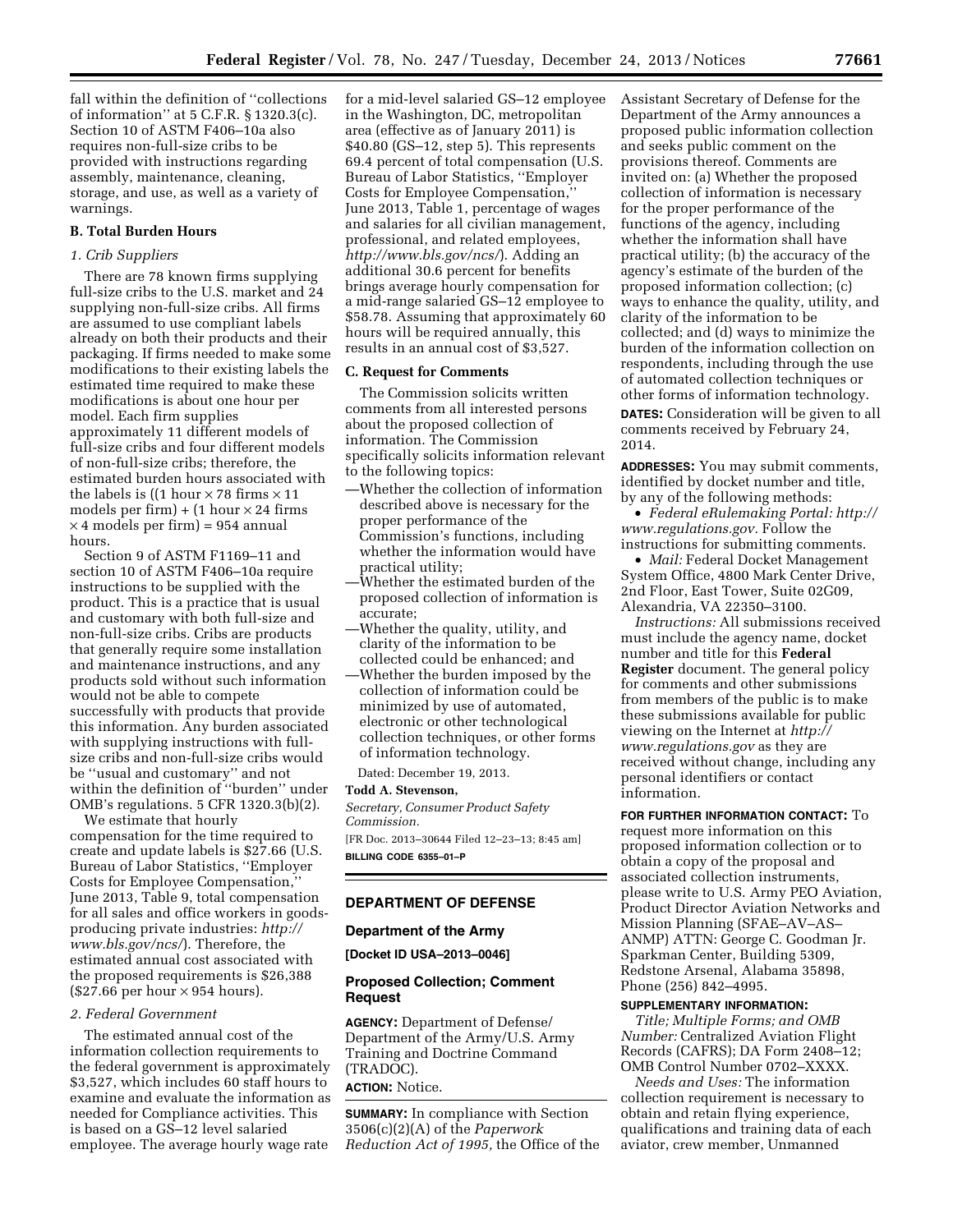fall within the definition of "collections of information" at 5 C.F.R. § 1320.3(c). Section 10 of ASTM F406–10a also requires non-full-size cribs to be provided with instructions regarding assembly, maintenance, cleaning, storage, and use, as well as a variety of warnings.

### B. Total Burden Hours

*1. Crib Suppliers*

There are 78 known firms supplying full-size cribs to the U.S. market and 24 supplying non-full-size cribs. All firms are assumed to use compliant labels already on both their products and their packaging. If firms needed to make some modifications to their existing labels the estimated time required to make these modifications is about one hour per model. Each firm supplies approximately 11 different models of full-size cribs and four different models of non-full-size cribs; therefore, the estimated burden hours associated with the labels is ((1 hour × 78 firms × 11 models per firm) + (1 hour × 24 firms × 4 models per firm) = 954 annual hours.

Section 9 of ASTM F1169–11 and section 10 of ASTM F406–10a require instructions to be supplied with the product. This is a practice that is usual and customary with both full-size and non-full-size cribs. Cribs are products that generally require some installation and maintenance instructions, and any products sold without such information would not be able to compete successfully with products that provide this information. Any burden associated with supplying instructions with full-size cribs and non-full-size cribs would be "usual and customary" and not within the definition of "burden" under OMB's regulations. 5 CFR 1320.3(b)(2).

We estimate that hourly compensation for the time required to create and update labels is $27.66 (U.S. Bureau of Labor Statistics, "Employer Costs for Employee Compensation," June 2013, Table 9, total compensation for all sales and office workers in goods-producing private industries: *http://www.bls.gov/ncs/*). Therefore, the estimated annual cost associated with the proposed requirements is $26,388 ($27.66 per hour × 954 hours).

*2. Federal Government*

The estimated annual cost of the information collection requirements to the federal government is approximately $3,527, which includes 60 staff hours to examine and evaluate the information as needed for Compliance activities. This is based on a GS–12 level salaried employee. The average hourly wage rate for a mid-level salaried GS–12 employee in the Washington, DC, metropolitan area (effective as of January 2011) is $40.80 (GS–12, step 5). This represents 69.4 percent of total compensation (U.S. Bureau of Labor Statistics, "Employer Costs for Employee Compensation," June 2013, Table 1, percentage of wages and salaries for all civilian management, professional, and related employees, *http://www.bls.gov/ncs/*). Adding an additional 30.6 percent for benefits brings average hourly compensation for a mid-range salaried GS–12 employee to $58.78. Assuming that approximately 60 hours will be required annually, this results in an annual cost of $3,527.

### C. Request for Comments

The Commission solicits written comments from all interested persons about the proposed collection of information. The Commission specifically solicits information relevant to the following topics:

—Whether the collection of information described above is necessary for the proper performance of the Commission's functions, including whether the information would have practical utility;
—Whether the estimated burden of the proposed collection of information is accurate;
—Whether the quality, utility, and clarity of the information to be collected could be enhanced; and
—Whether the burden imposed by the collection of information could be minimized by use of automated, electronic or other technological collection techniques, or other forms of information technology.

Dated: December 19, 2013.

**Todd A. Stevenson,**

*Secretary, Consumer Product Safety Commission.*

[FR Doc. 2013–30644 Filed 12–23–13; 8:45 am]

**BILLING CODE 6355–01–P**

## DEPARTMENT OF DEFENSE

### Department of the Army

**[Docket ID USA–2013–0046]**

### Proposed Collection; Comment Request

**AGENCY:** Department of Defense/ Department of the Army/U.S. Army Training and Doctrine Command (TRADOC).

**ACTION:** Notice.

**SUMMARY:** In compliance with Section 3506(c)(2)(A) of the *Paperwork Reduction Act of 1995,* the Office of the Assistant Secretary of Defense for the Department of the Army announces a proposed public information collection and seeks public comment on the provisions thereof. Comments are invited on: (a) Whether the proposed collection of information is necessary for the proper performance of the functions of the agency, including whether the information shall have practical utility; (b) the accuracy of the agency's estimate of the burden of the proposed information collection; (c) ways to enhance the quality, utility, and clarity of the information to be collected; and (d) ways to minimize the burden of the information collection on respondents, including through the use of automated collection techniques or other forms of information technology.

**DATES:** Consideration will be given to all comments received by February 24, 2014.

**ADDRESSES:** You may submit comments, identified by docket number and title, by any of the following methods:

• *Federal eRulemaking Portal: http://www.regulations.gov.* Follow the instructions for submitting comments.

• *Mail:* Federal Docket Management System Office, 4800 Mark Center Drive, 2nd Floor, East Tower, Suite 02G09, Alexandria, VA 22350–3100.

*Instructions:* All submissions received must include the agency name, docket number and title for this **Federal Register** document. The general policy for comments and other submissions from members of the public is to make these submissions available for public viewing on the Internet at *http://www.regulations.gov* as they are received without change, including any personal identifiers or contact information.

**FOR FURTHER INFORMATION CONTACT:** To request more information on this proposed information collection or to obtain a copy of the proposal and associated collection instruments, please write to U.S. Army PEO Aviation, Product Director Aviation Networks and Mission Planning (SFAE–AV–AS–ANMP) ATTN: George C. Goodman Jr. Sparkman Center, Building 5309, Redstone Arsenal, Alabama 35898, Phone (256) 842–4995.

**SUPPLEMENTARY INFORMATION:**

*Title; Multiple Forms; and OMB Number:* Centralized Aviation Flight Records (CAFRS); DA Form 2408–12; OMB Control Number 0702–XXXX.

*Needs and Uses:* The information collection requirement is necessary to obtain and retain flying experience, qualifications and training data of each aviator, crew member, Unmanned